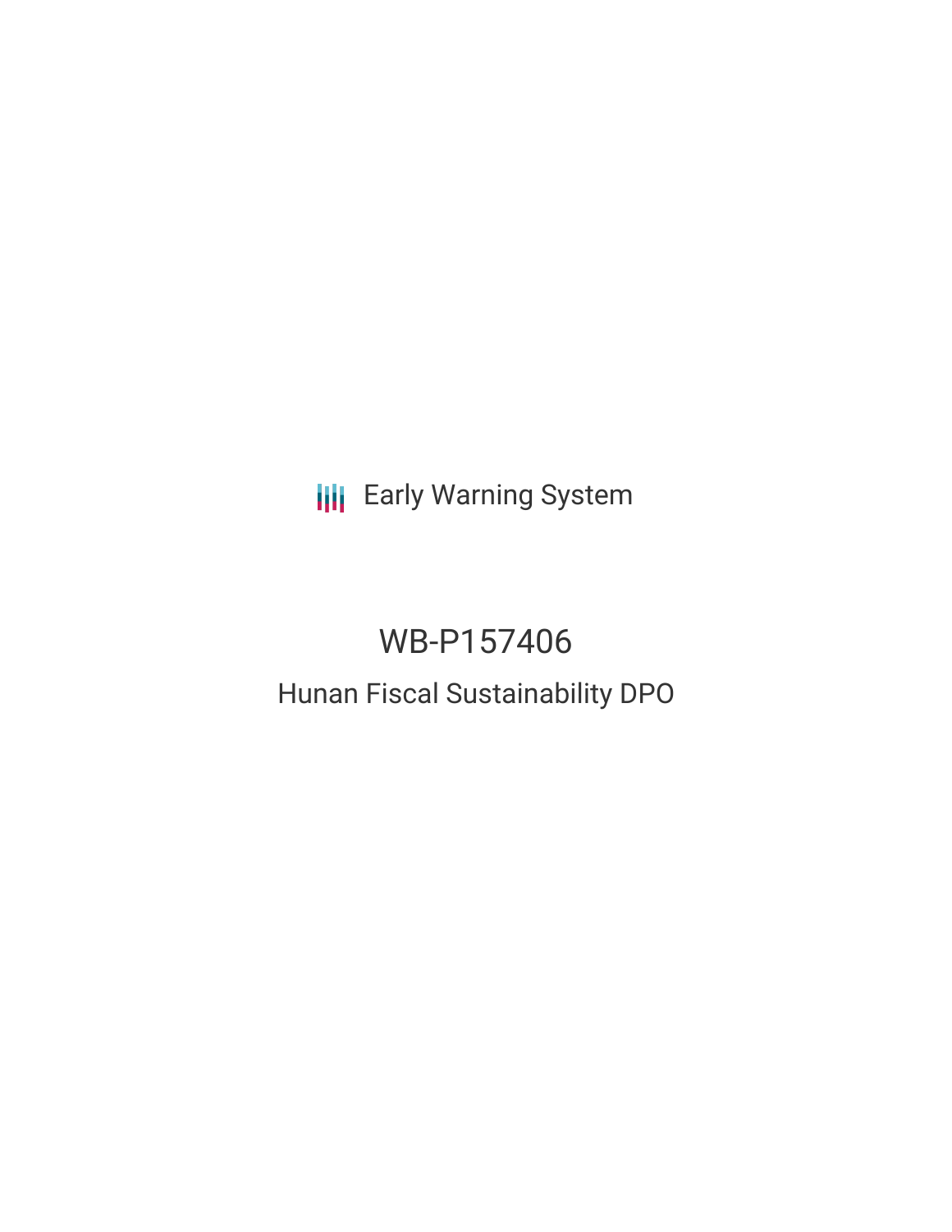Early Warning System

# WB-P157406

## Hunan Fiscal Sustainability DPO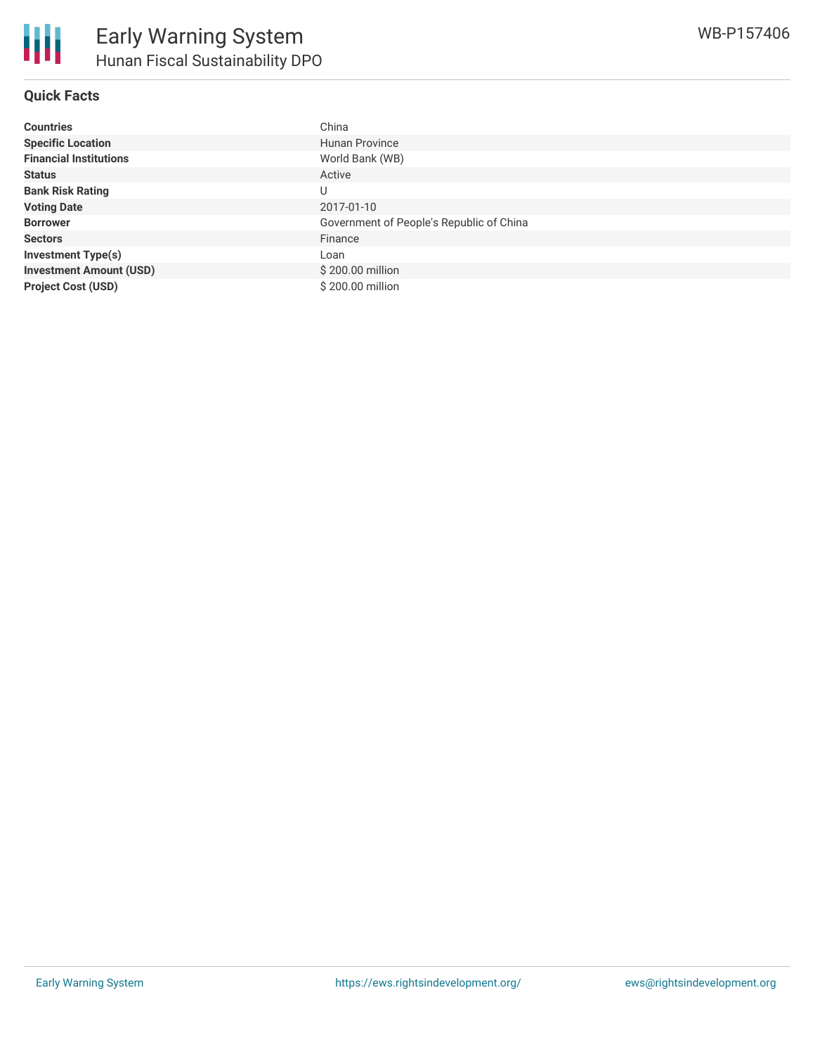# Early Warning System

## Hunan Fiscal Sustainability DPO

WB-P157406

### Quick Facts

| | |
|---|---|
| **Countries** | China |
| **Specific Location** | Hunan Province |
| **Financial Institutions** | World Bank (WB) |
| **Status** | Active |
| **Bank Risk Rating** | U |
| **Voting Date** | 2017-01-10 |
| **Borrower** | Government of People's Republic of China |
| **Sectors** | Finance |
| **Investment Type(s)** | Loan |
| **Investment Amount (USD)** | $ 200.00 million |
| **Project Cost (USD)** | $ 200.00 million |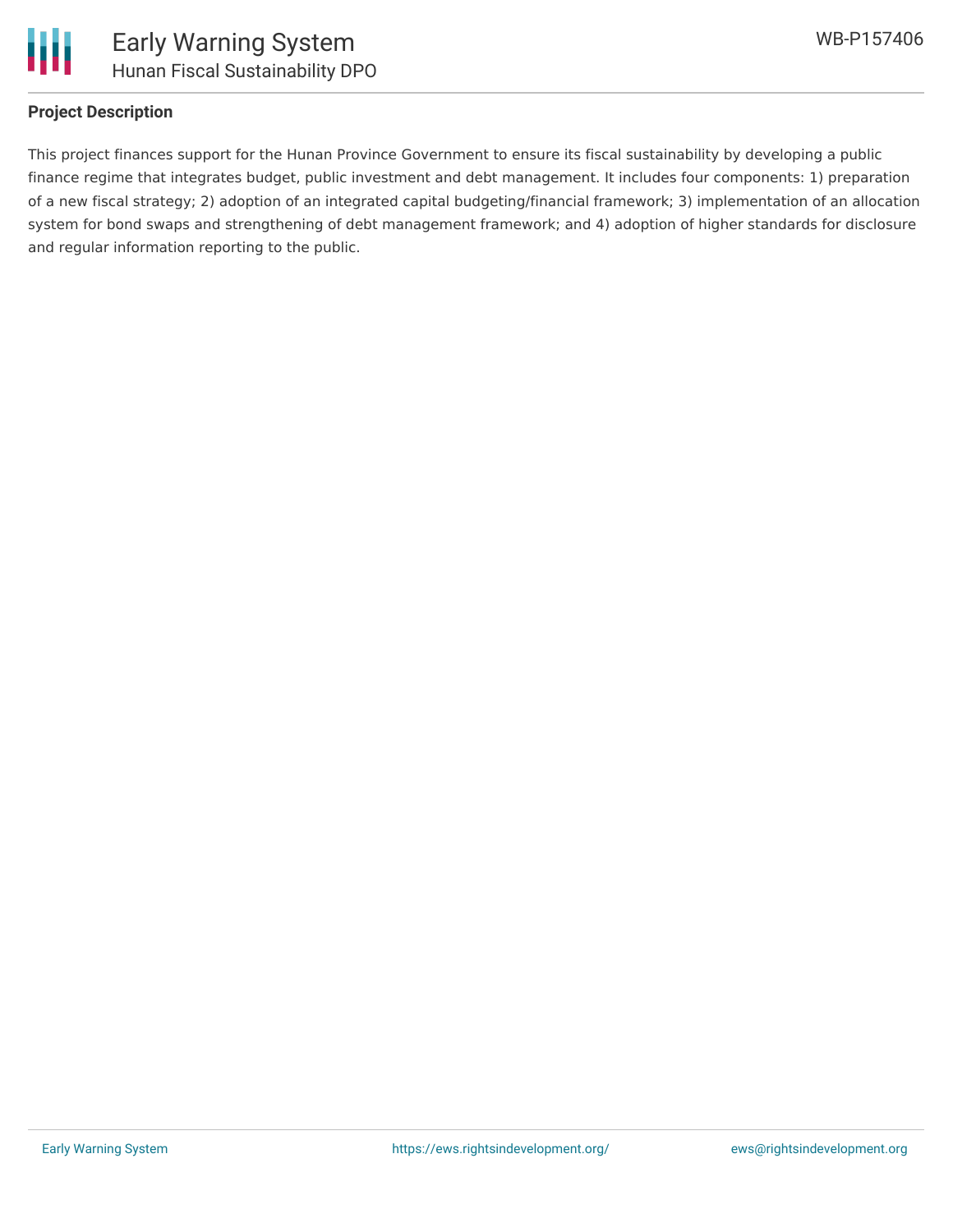## Project Description

This project finances support for the Hunan Province Government to ensure its fiscal sustainability by developing a public finance regime that integrates budget, public investment and debt management. It includes four components: 1) preparation of a new fiscal strategy; 2) adoption of an integrated capital budgeting/financial framework; 3) implementation of an allocation system for bond swaps and strengthening of debt management framework; and 4) adoption of higher standards for disclosure and regular information reporting to the public.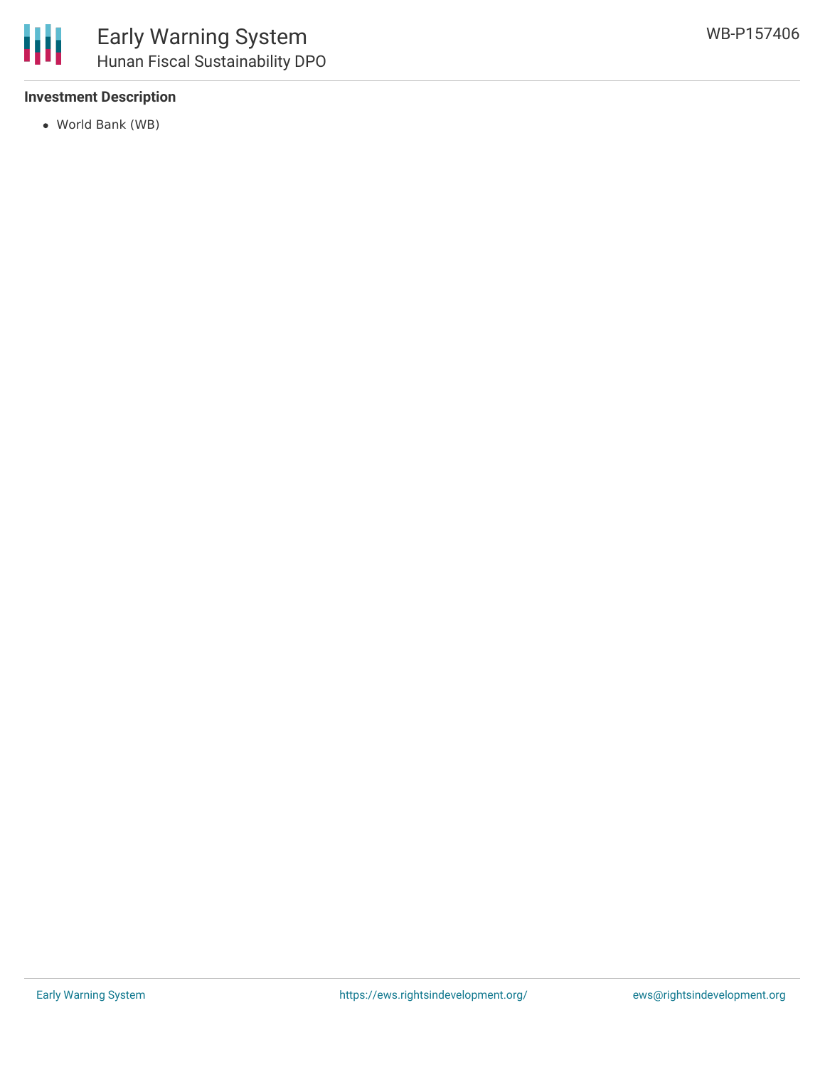**Investment Description**

- World Bank (WB)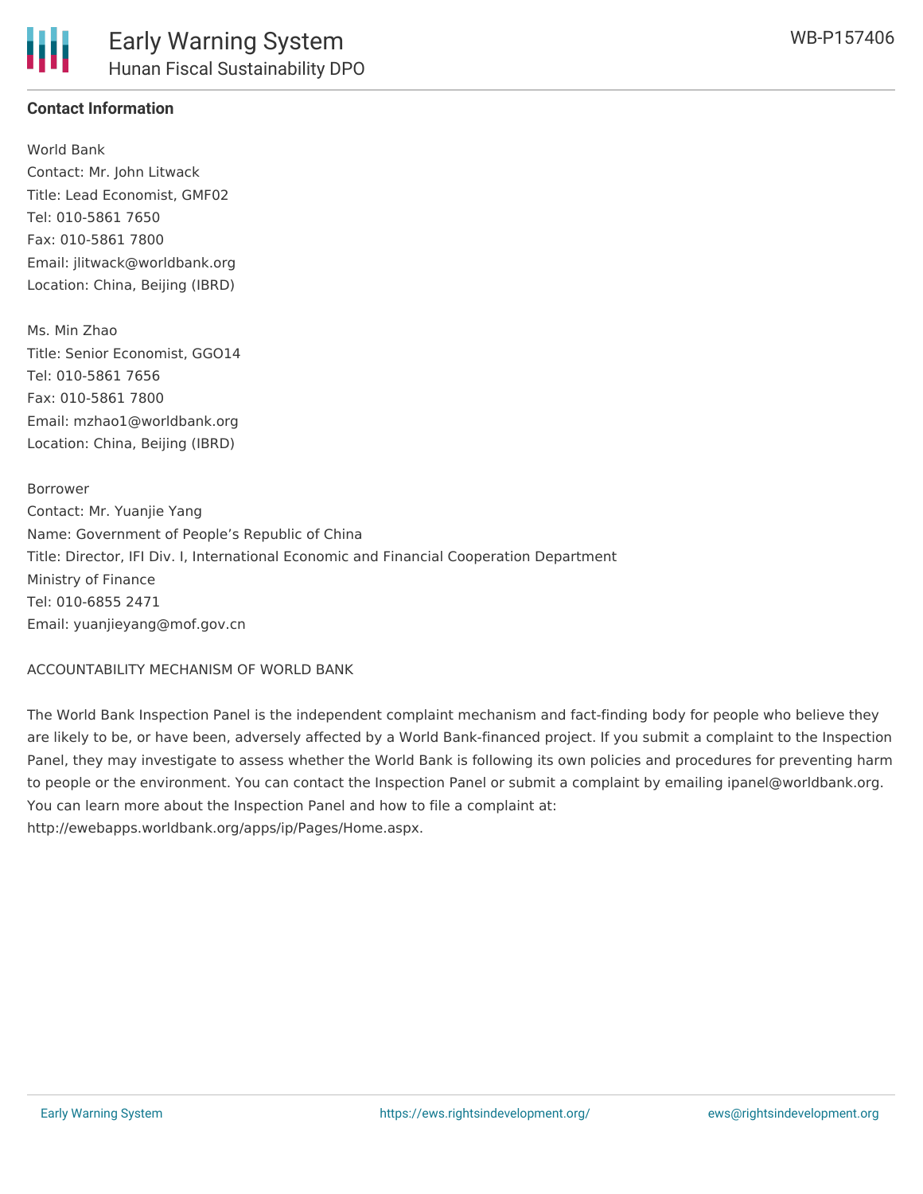**Contact Information**

World Bank
Contact: Mr. John Litwack
Title: Lead Economist, GMF02
Tel: 010-5861 7650
Fax: 010-5861 7800
Email: jlitwack@worldbank.org
Location: China, Beijing (IBRD)

Ms. Min Zhao
Title: Senior Economist, GGO14
Tel: 010-5861 7656
Fax: 010-5861 7800
Email: mzhao1@worldbank.org
Location: China, Beijing (IBRD)

Borrower
Contact: Mr. Yuanjie Yang
Name: Government of People's Republic of China
Title: Director, IFI Div. I, International Economic and Financial Cooperation Department
Ministry of Finance
Tel: 010-6855 2471
Email: yuanjieyang@mof.gov.cn

ACCOUNTABILITY MECHANISM OF WORLD BANK

The World Bank Inspection Panel is the independent complaint mechanism and fact-finding body for people who believe they are likely to be, or have been, adversely affected by a World Bank-financed project. If you submit a complaint to the Inspection Panel, they may investigate to assess whether the World Bank is following its own policies and procedures for preventing harm to people or the environment. You can contact the Inspection Panel or submit a complaint by emailing ipanel@worldbank.org. You can learn more about the Inspection Panel and how to file a complaint at: http://ewebapps.worldbank.org/apps/ip/Pages/Home.aspx.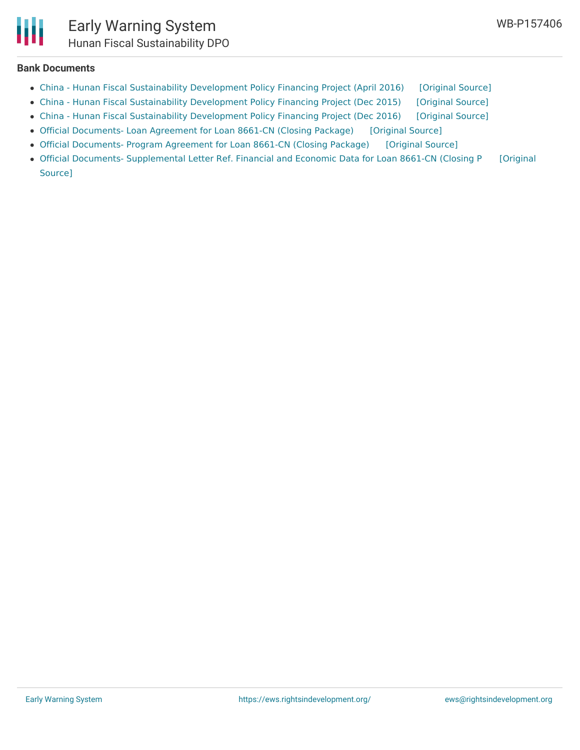**Bank Documents**

- China - Hunan Fiscal Sustainability Development Policy Financing Project (April 2016) [Original Source]
- China - Hunan Fiscal Sustainability Development Policy Financing Project (Dec 2015) [Original Source]
- China - Hunan Fiscal Sustainability Development Policy Financing Project (Dec 2016) [Original Source]
- Official Documents- Loan Agreement for Loan 8661-CN (Closing Package) [Original Source]
- Official Documents- Program Agreement for Loan 8661-CN (Closing Package) [Original Source]
- Official Documents- Supplemental Letter Ref. Financial and Economic Data for Loan 8661-CN (Closing P [Original Source]